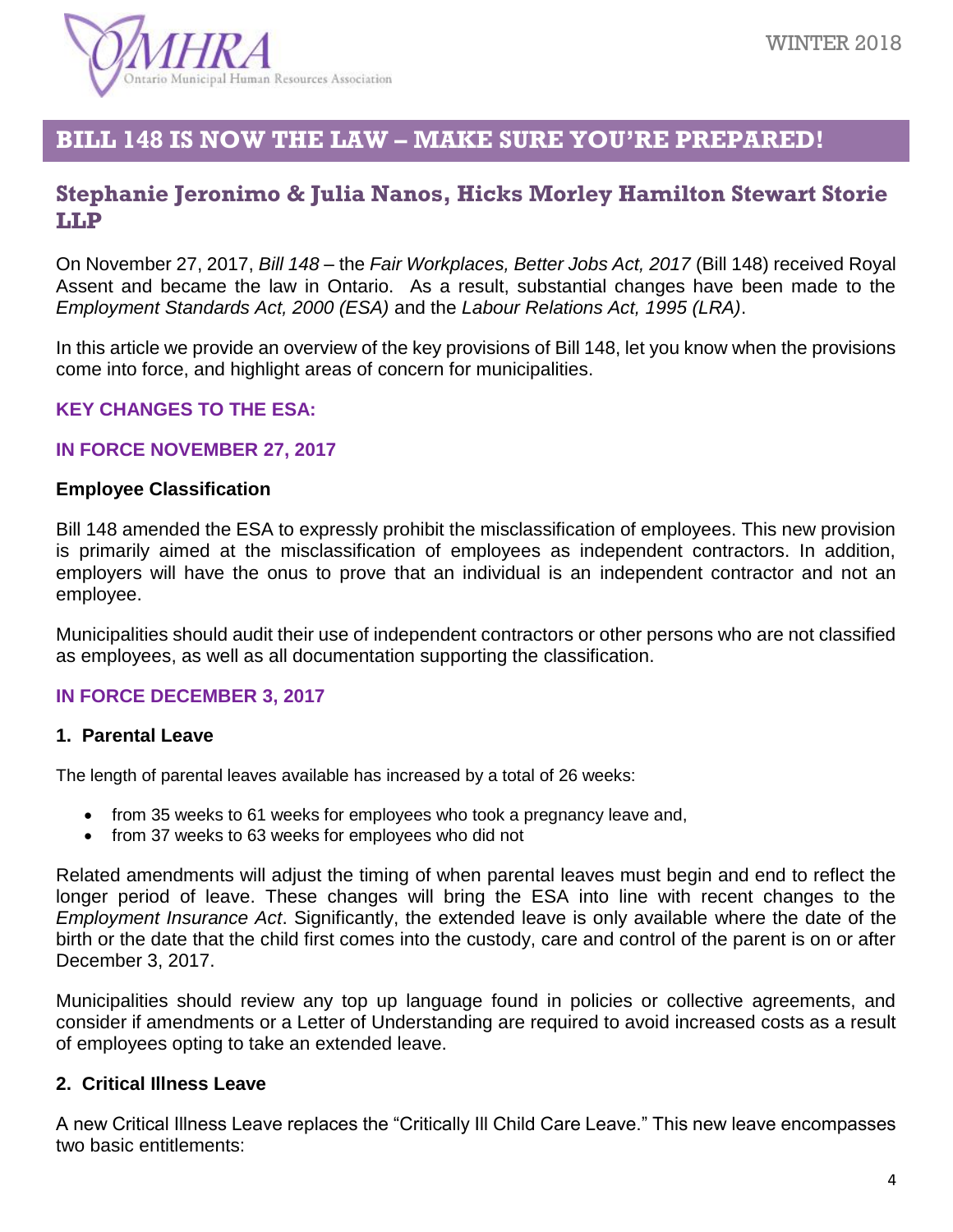# BILL 148 IS NOW THE LAW – MAKE SURE YOU'RE PREPARED!

## Stephanie Jeronimo & Julia Nanos, Hicks Morley Hamilton Stewart Storie LLP

On November 27, 2017, *Bill 148* – the *Fair Workplaces, Better Jobs Act, 2017* (Bill 148) received Royal Assent and became the law in Ontario. As a result, substantial changes have been made to the *Employment Standards Act, 2000 (ESA)* and the *Labour Relations Act, 1995 (LRA)*.

In this article we provide an overview of the key provisions of Bill 148, let you know when the provisions come into force, and highlight areas of concern for municipalities.

### KEY CHANGES TO THE ESA:

### IN FORCE NOVEMBER 27, 2017

**Employee Classification**

Bill 148 amended the ESA to expressly prohibit the misclassification of employees. This new provision is primarily aimed at the misclassification of employees as independent contractors. In addition, employers will have the onus to prove that an individual is an independent contractor and not an employee.

Municipalities should audit their use of independent contractors or other persons who are not classified as employees, as well as all documentation supporting the classification.

### IN FORCE DECEMBER 3, 2017

**1. Parental Leave**

The length of parental leaves available has increased by a total of 26 weeks:

- from 35 weeks to 61 weeks for employees who took a pregnancy leave and,
- from 37 weeks to 63 weeks for employees who did not

Related amendments will adjust the timing of when parental leaves must begin and end to reflect the longer period of leave. These changes will bring the ESA into line with recent changes to the *Employment Insurance Act*. Significantly, the extended leave is only available where the date of the birth or the date that the child first comes into the custody, care and control of the parent is on or after December 3, 2017.

Municipalities should review any top up language found in policies or collective agreements, and consider if amendments or a Letter of Understanding are required to avoid increased costs as a result of employees opting to take an extended leave.

**2. Critical Illness Leave**

A new Critical Illness Leave replaces the "Critically Ill Child Care Leave." This new leave encompasses two basic entitlements: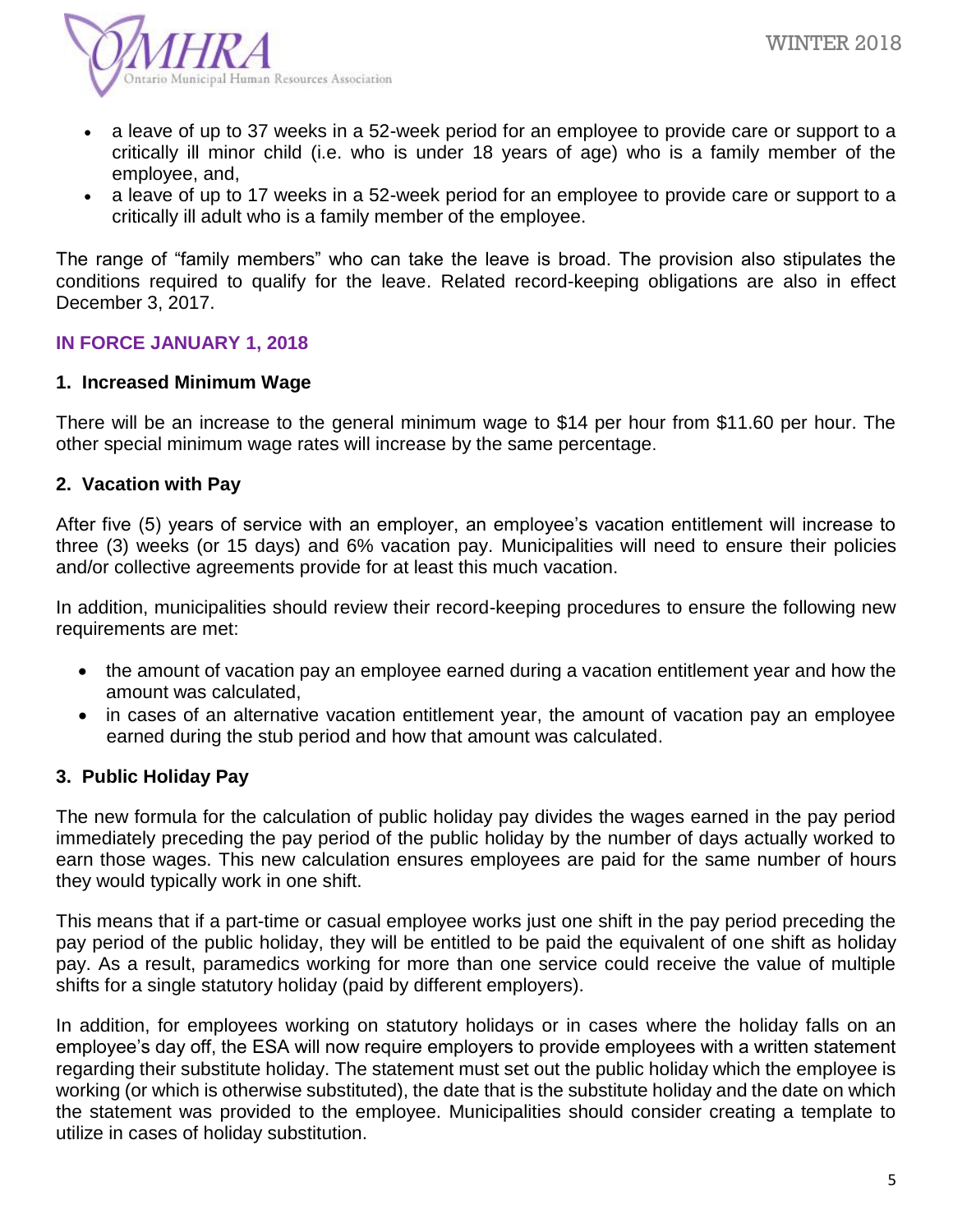- a leave of up to 37 weeks in a 52-week period for an employee to provide care or support to a critically ill minor child (i.e. who is under 18 years of age) who is a family member of the employee, and,
- a leave of up to 17 weeks in a 52-week period for an employee to provide care or support to a critically ill adult who is a family member of the employee.

The range of "family members" who can take the leave is broad. The provision also stipulates the conditions required to qualify for the leave. Related record-keeping obligations are also in effect December 3, 2017.

## IN FORCE JANUARY 1, 2018

### 1. Increased Minimum Wage

There will be an increase to the general minimum wage to $14 per hour from $11.60 per hour. The other special minimum wage rates will increase by the same percentage.

### 2. Vacation with Pay

After five (5) years of service with an employer, an employee's vacation entitlement will increase to three (3) weeks (or 15 days) and 6% vacation pay. Municipalities will need to ensure their policies and/or collective agreements provide for at least this much vacation.

In addition, municipalities should review their record-keeping procedures to ensure the following new requirements are met:

- the amount of vacation pay an employee earned during a vacation entitlement year and how the amount was calculated,
- in cases of an alternative vacation entitlement year, the amount of vacation pay an employee earned during the stub period and how that amount was calculated.

### 3. Public Holiday Pay

The new formula for the calculation of public holiday pay divides the wages earned in the pay period immediately preceding the pay period of the public holiday by the number of days actually worked to earn those wages. This new calculation ensures employees are paid for the same number of hours they would typically work in one shift.

This means that if a part-time or casual employee works just one shift in the pay period preceding the pay period of the public holiday, they will be entitled to be paid the equivalent of one shift as holiday pay. As a result, paramedics working for more than one service could receive the value of multiple shifts for a single statutory holiday (paid by different employers).

In addition, for employees working on statutory holidays or in cases where the holiday falls on an employee's day off, the ESA will now require employers to provide employees with a written statement regarding their substitute holiday. The statement must set out the public holiday which the employee is working (or which is otherwise substituted), the date that is the substitute holiday and the date on which the statement was provided to the employee. Municipalities should consider creating a template to utilize in cases of holiday substitution.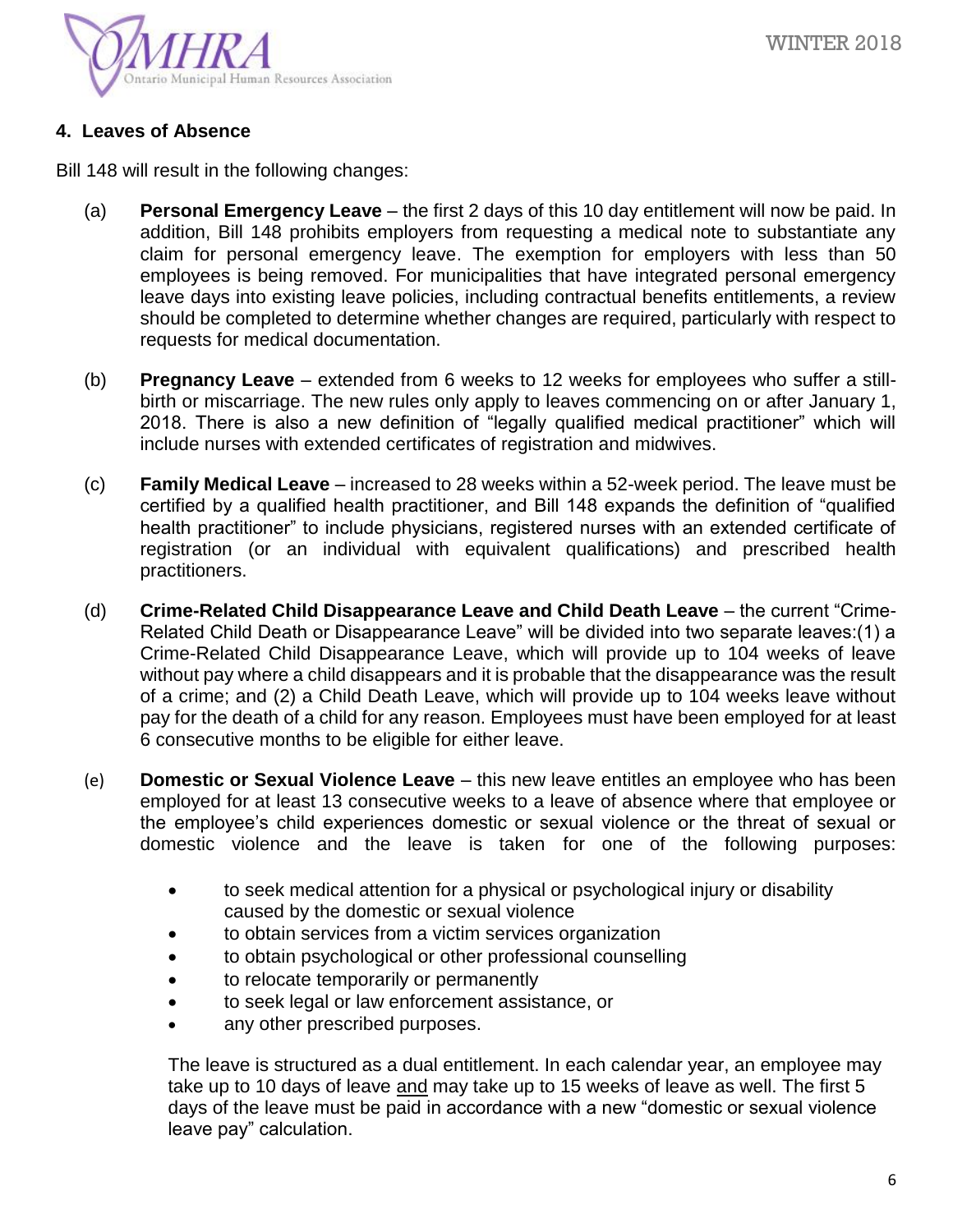## 4. Leaves of Absence

Bill 148 will result in the following changes:

(a) **Personal Emergency Leave** – the first 2 days of this 10 day entitlement will now be paid. In addition, Bill 148 prohibits employers from requesting a medical note to substantiate any claim for personal emergency leave. The exemption for employers with less than 50 employees is being removed. For municipalities that have integrated personal emergency leave days into existing leave policies, including contractual benefits entitlements, a review should be completed to determine whether changes are required, particularly with respect to requests for medical documentation.

(b) **Pregnancy Leave** – extended from 6 weeks to 12 weeks for employees who suffer a still-birth or miscarriage. The new rules only apply to leaves commencing on or after January 1, 2018. There is also a new definition of "legally qualified medical practitioner" which will include nurses with extended certificates of registration and midwives.

(c) **Family Medical Leave** – increased to 28 weeks within a 52-week period. The leave must be certified by a qualified health practitioner, and Bill 148 expands the definition of "qualified health practitioner" to include physicians, registered nurses with an extended certificate of registration (or an individual with equivalent qualifications) and prescribed health practitioners.

(d) **Crime-Related Child Disappearance Leave and Child Death Leave** – the current "Crime-Related Child Death or Disappearance Leave" will be divided into two separate leaves:(1) a Crime-Related Child Disappearance Leave, which will provide up to 104 weeks of leave without pay where a child disappears and it is probable that the disappearance was the result of a crime; and (2) a Child Death Leave, which will provide up to 104 weeks leave without pay for the death of a child for any reason. Employees must have been employed for at least 6 consecutive months to be eligible for either leave.

(e) **Domestic or Sexual Violence Leave** – this new leave entitles an employee who has been employed for at least 13 consecutive weeks to a leave of absence where that employee or the employee's child experiences domestic or sexual violence or the threat of sexual or domestic violence and the leave is taken for one of the following purposes:

- to seek medical attention for a physical or psychological injury or disability caused by the domestic or sexual violence
- to obtain services from a victim services organization
- to obtain psychological or other professional counselling
- to relocate temporarily or permanently
- to seek legal or law enforcement assistance, or
- any other prescribed purposes.

The leave is structured as a dual entitlement. In each calendar year, an employee may take up to 10 days of leave and may take up to 15 weeks of leave as well. The first 5 days of the leave must be paid in accordance with a new "domestic or sexual violence leave pay" calculation.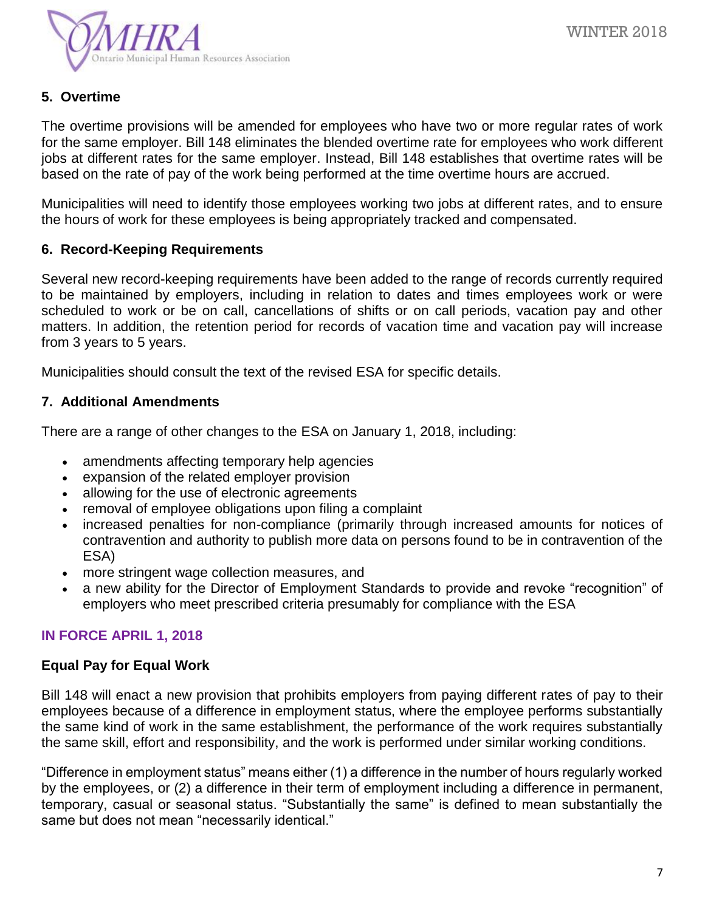### 5. Overtime

The overtime provisions will be amended for employees who have two or more regular rates of work for the same employer. Bill 148 eliminates the blended overtime rate for employees who work different jobs at different rates for the same employer. Instead, Bill 148 establishes that overtime rates will be based on the rate of pay of the work being performed at the time overtime hours are accrued.

Municipalities will need to identify those employees working two jobs at different rates, and to ensure the hours of work for these employees is being appropriately tracked and compensated.

### 6. Record-Keeping Requirements

Several new record-keeping requirements have been added to the range of records currently required to be maintained by employers, including in relation to dates and times employees work or were scheduled to work or be on call, cancellations of shifts or on call periods, vacation pay and other matters. In addition, the retention period for records of vacation time and vacation pay will increase from 3 years to 5 years.

Municipalities should consult the text of the revised ESA for specific details.

### 7. Additional Amendments

There are a range of other changes to the ESA on January 1, 2018, including:

- amendments affecting temporary help agencies
- expansion of the related employer provision
- allowing for the use of electronic agreements
- removal of employee obligations upon filing a complaint
- increased penalties for non-compliance (primarily through increased amounts for notices of contravention and authority to publish more data on persons found to be in contravention of the ESA)
- more stringent wage collection measures, and
- a new ability for the Director of Employment Standards to provide and revoke "recognition" of employers who meet prescribed criteria presumably for compliance with the ESA

## IN FORCE APRIL 1, 2018

### Equal Pay for Equal Work

Bill 148 will enact a new provision that prohibits employers from paying different rates of pay to their employees because of a difference in employment status, where the employee performs substantially the same kind of work in the same establishment, the performance of the work requires substantially the same skill, effort and responsibility, and the work is performed under similar working conditions.

"Difference in employment status" means either (1) a difference in the number of hours regularly worked by the employees, or (2) a difference in their term of employment including a difference in permanent, temporary, casual or seasonal status. "Substantially the same" is defined to mean substantially the same but does not mean "necessarily identical."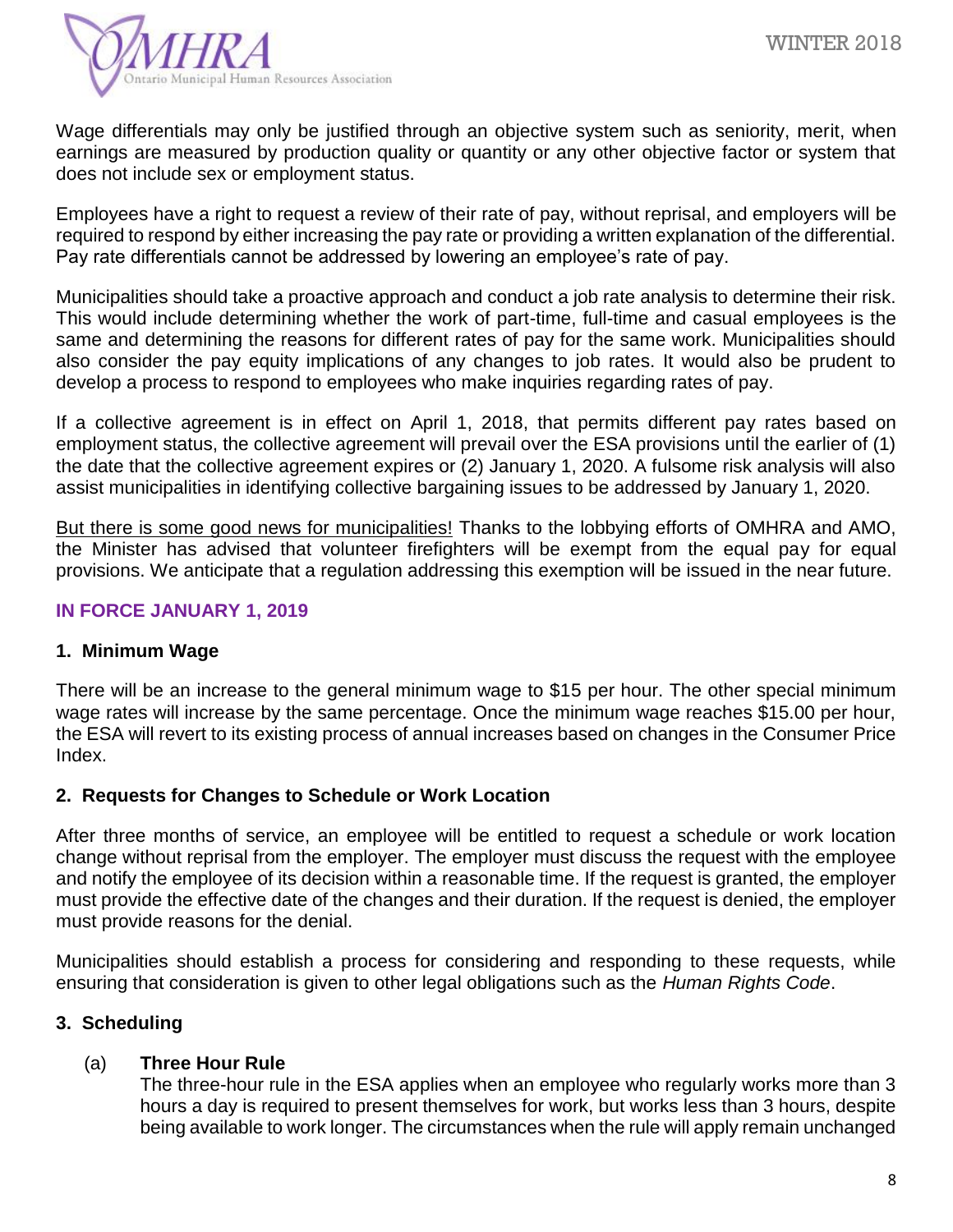Wage differentials may only be justified through an objective system such as seniority, merit, when earnings are measured by production quality or quantity or any other objective factor or system that does not include sex or employment status.

Employees have a right to request a review of their rate of pay, without reprisal, and employers will be required to respond by either increasing the pay rate or providing a written explanation of the differential. Pay rate differentials cannot be addressed by lowering an employee's rate of pay.

Municipalities should take a proactive approach and conduct a job rate analysis to determine their risk. This would include determining whether the work of part-time, full-time and casual employees is the same and determining the reasons for different rates of pay for the same work. Municipalities should also consider the pay equity implications of any changes to job rates. It would also be prudent to develop a process to respond to employees who make inquiries regarding rates of pay.

If a collective agreement is in effect on April 1, 2018, that permits different pay rates based on employment status, the collective agreement will prevail over the ESA provisions until the earlier of (1) the date that the collective agreement expires or (2) January 1, 2020. A fulsome risk analysis will also assist municipalities in identifying collective bargaining issues to be addressed by January 1, 2020.

<u>But there is some good news for municipalities!</u> Thanks to the lobbying efforts of OMHRA and AMO, the Minister has advised that volunteer firefighters will be exempt from the equal pay for equal provisions. We anticipate that a regulation addressing this exemption will be issued in the near future.

## IN FORCE JANUARY 1, 2019

### 1. Minimum Wage

There will be an increase to the general minimum wage to $15 per hour. The other special minimum wage rates will increase by the same percentage. Once the minimum wage reaches $15.00 per hour, the ESA will revert to its existing process of annual increases based on changes in the Consumer Price Index.

### 2. Requests for Changes to Schedule or Work Location

After three months of service, an employee will be entitled to request a schedule or work location change without reprisal from the employer. The employer must discuss the request with the employee and notify the employee of its decision within a reasonable time. If the request is granted, the employer must provide the effective date of the changes and their duration. If the request is denied, the employer must provide reasons for the denial.

Municipalities should establish a process for considering and responding to these requests, while ensuring that consideration is given to other legal obligations such as the *Human Rights Code*.

### 3. Scheduling

(a) **Three Hour Rule**
The three-hour rule in the ESA applies when an employee who regularly works more than 3 hours a day is required to present themselves for work, but works less than 3 hours, despite being available to work longer. The circumstances when the rule will apply remain unchanged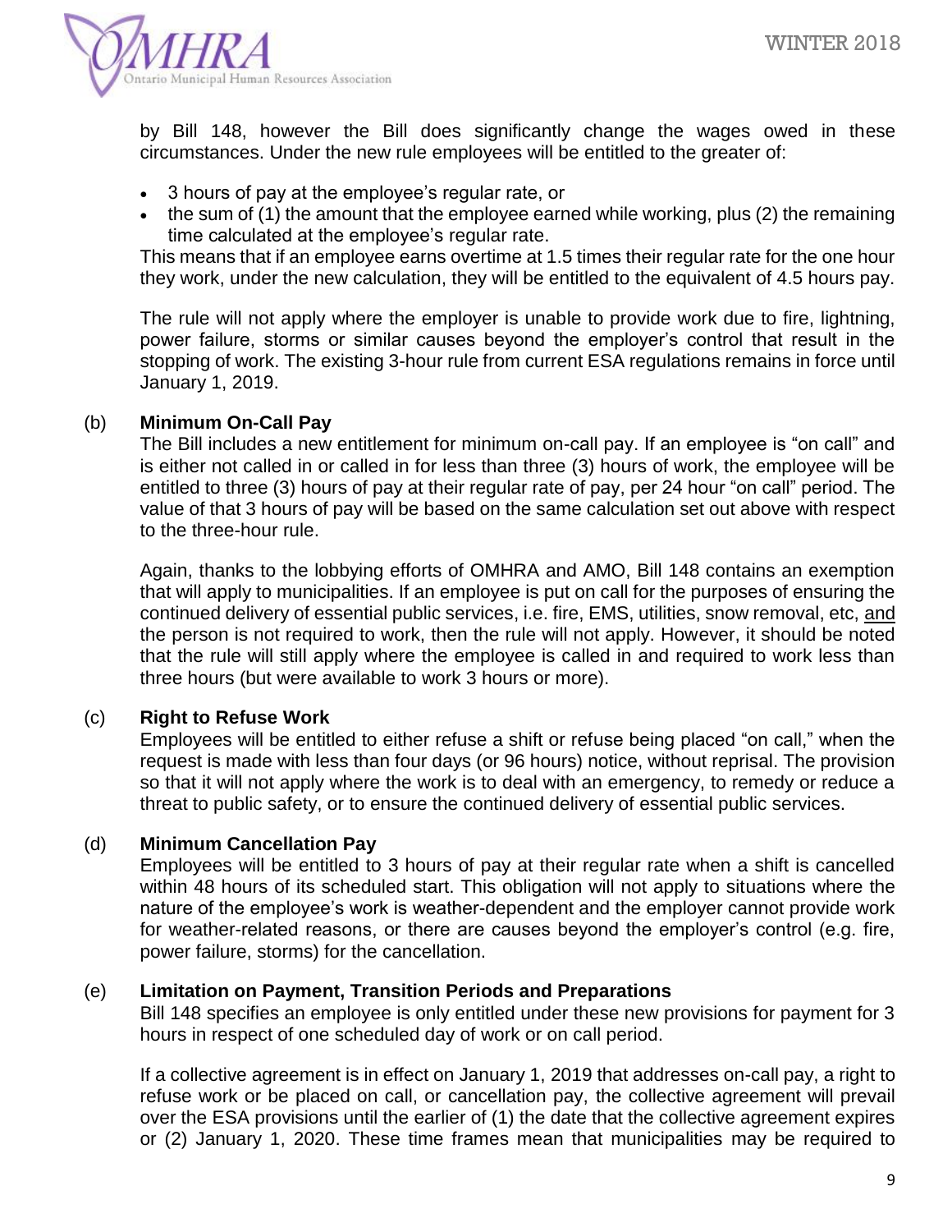by Bill 148, however the Bill does significantly change the wages owed in these circumstances. Under the new rule employees will be entitled to the greater of:

- 3 hours of pay at the employee's regular rate, or
- the sum of (1) the amount that the employee earned while working, plus (2) the remaining time calculated at the employee's regular rate.

This means that if an employee earns overtime at 1.5 times their regular rate for the one hour they work, under the new calculation, they will be entitled to the equivalent of 4.5 hours pay.

The rule will not apply where the employer is unable to provide work due to fire, lightning, power failure, storms or similar causes beyond the employer's control that result in the stopping of work. The existing 3-hour rule from current ESA regulations remains in force until January 1, 2019.

(b) **Minimum On-Call Pay**

The Bill includes a new entitlement for minimum on-call pay. If an employee is "on call" and is either not called in or called in for less than three (3) hours of work, the employee will be entitled to three (3) hours of pay at their regular rate of pay, per 24 hour "on call" period. The value of that 3 hours of pay will be based on the same calculation set out above with respect to the three-hour rule.

Again, thanks to the lobbying efforts of OMHRA and AMO, Bill 148 contains an exemption that will apply to municipalities. If an employee is put on call for the purposes of ensuring the continued delivery of essential public services, i.e. fire, EMS, utilities, snow removal, etc, <u>and</u> the person is not required to work, then the rule will not apply. However, it should be noted that the rule will still apply where the employee is called in and required to work less than three hours (but were available to work 3 hours or more).

(c) **Right to Refuse Work**

Employees will be entitled to either refuse a shift or refuse being placed "on call," when the request is made with less than four days (or 96 hours) notice, without reprisal. The provision so that it will not apply where the work is to deal with an emergency, to remedy or reduce a threat to public safety, or to ensure the continued delivery of essential public services.

(d) **Minimum Cancellation Pay**

Employees will be entitled to 3 hours of pay at their regular rate when a shift is cancelled within 48 hours of its scheduled start. This obligation will not apply to situations where the nature of the employee's work is weather-dependent and the employer cannot provide work for weather-related reasons, or there are causes beyond the employer's control (e.g. fire, power failure, storms) for the cancellation.

(e) **Limitation on Payment, Transition Periods and Preparations**

Bill 148 specifies an employee is only entitled under these new provisions for payment for 3 hours in respect of one scheduled day of work or on call period.

If a collective agreement is in effect on January 1, 2019 that addresses on-call pay, a right to refuse work or be placed on call, or cancellation pay, the collective agreement will prevail over the ESA provisions until the earlier of (1) the date that the collective agreement expires or (2) January 1, 2020. These time frames mean that municipalities may be required to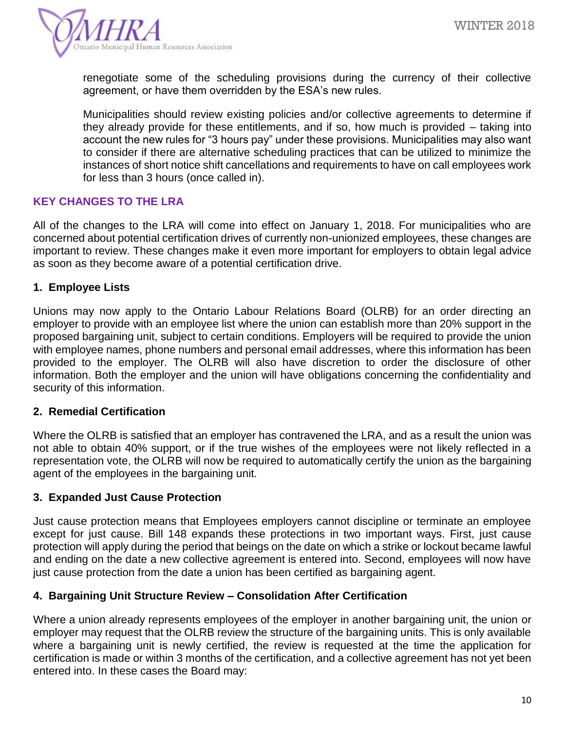renegotiate some of the scheduling provisions during the currency of their collective agreement, or have them overridden by the ESA's new rules.

Municipalities should review existing policies and/or collective agreements to determine if they already provide for these entitlements, and if so, how much is provided – taking into account the new rules for "3 hours pay" under these provisions. Municipalities may also want to consider if there are alternative scheduling practices that can be utilized to minimize the instances of short notice shift cancellations and requirements to have on call employees work for less than 3 hours (once called in).

## KEY CHANGES TO THE LRA

All of the changes to the LRA will come into effect on January 1, 2018. For municipalities who are concerned about potential certification drives of currently non-unionized employees, these changes are important to review. These changes make it even more important for employers to obtain legal advice as soon as they become aware of a potential certification drive.

### 1. Employee Lists

Unions may now apply to the Ontario Labour Relations Board (OLRB) for an order directing an employer to provide with an employee list where the union can establish more than 20% support in the proposed bargaining unit, subject to certain conditions. Employers will be required to provide the union with employee names, phone numbers and personal email addresses, where this information has been provided to the employer. The OLRB will also have discretion to order the disclosure of other information. Both the employer and the union will have obligations concerning the confidentiality and security of this information.

### 2. Remedial Certification

Where the OLRB is satisfied that an employer has contravened the LRA, and as a result the union was not able to obtain 40% support, or if the true wishes of the employees were not likely reflected in a representation vote, the OLRB will now be required to automatically certify the union as the bargaining agent of the employees in the bargaining unit.

### 3. Expanded Just Cause Protection

Just cause protection means that Employees employers cannot discipline or terminate an employee except for just cause. Bill 148 expands these protections in two important ways. First, just cause protection will apply during the period that beings on the date on which a strike or lockout became lawful and ending on the date a new collective agreement is entered into. Second, employees will now have just cause protection from the date a union has been certified as bargaining agent.

### 4. Bargaining Unit Structure Review – Consolidation After Certification

Where a union already represents employees of the employer in another bargaining unit, the union or employer may request that the OLRB review the structure of the bargaining units. This is only available where a bargaining unit is newly certified, the review is requested at the time the application for certification is made or within 3 months of the certification, and a collective agreement has not yet been entered into. In these cases the Board may: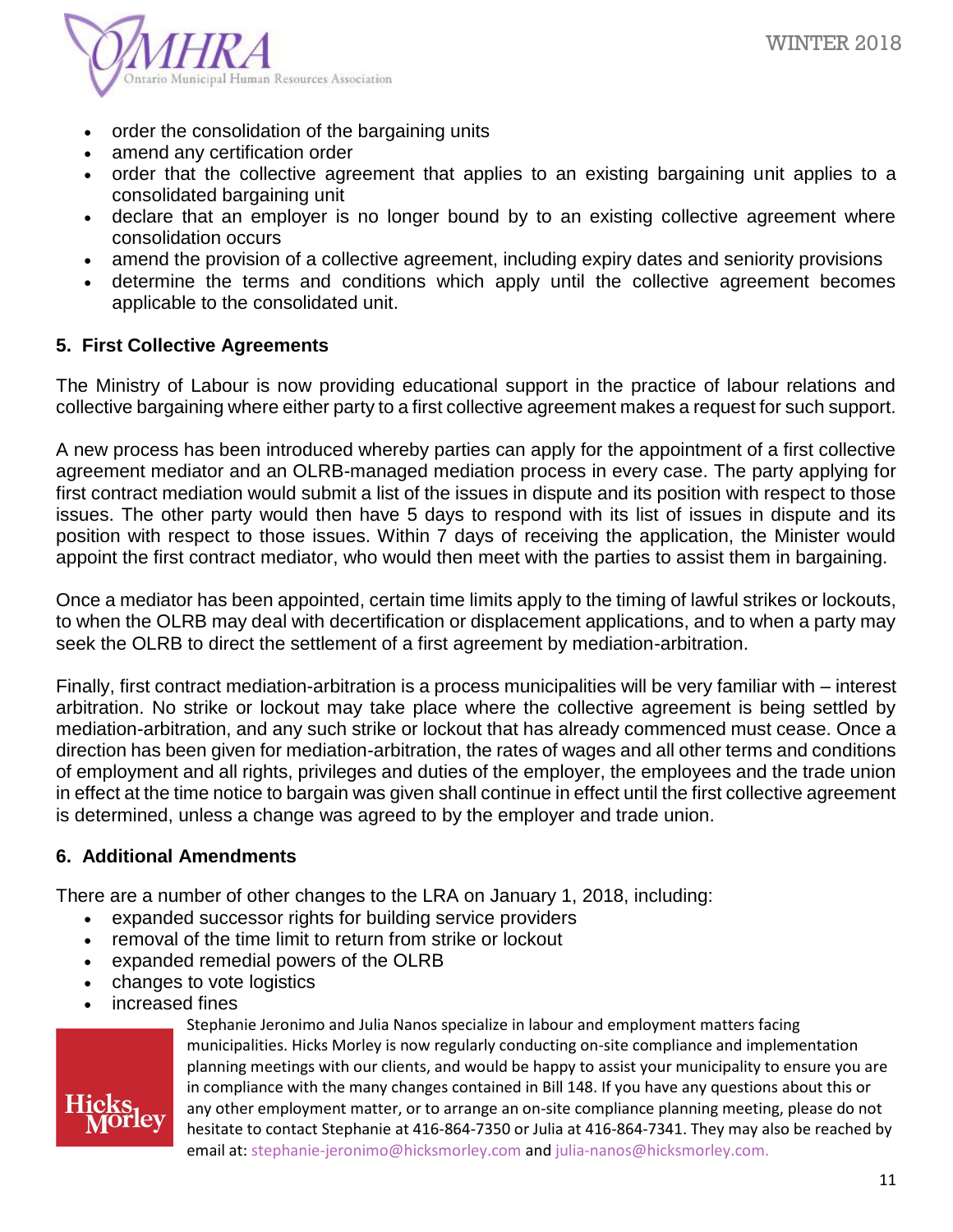- order the consolidation of the bargaining units
- amend any certification order
- order that the collective agreement that applies to an existing bargaining unit applies to a consolidated bargaining unit
- declare that an employer is no longer bound by to an existing collective agreement where consolidation occurs
- amend the provision of a collective agreement, including expiry dates and seniority provisions
- determine the terms and conditions which apply until the collective agreement becomes applicable to the consolidated unit.

### 5. First Collective Agreements

The Ministry of Labour is now providing educational support in the practice of labour relations and collective bargaining where either party to a first collective agreement makes a request for such support.

A new process has been introduced whereby parties can apply for the appointment of a first collective agreement mediator and an OLRB-managed mediation process in every case. The party applying for first contract mediation would submit a list of the issues in dispute and its position with respect to those issues. The other party would then have 5 days to respond with its list of issues in dispute and its position with respect to those issues. Within 7 days of receiving the application, the Minister would appoint the first contract mediator, who would then meet with the parties to assist them in bargaining.

Once a mediator has been appointed, certain time limits apply to the timing of lawful strikes or lockouts, to when the OLRB may deal with decertification or displacement applications, and to when a party may seek the OLRB to direct the settlement of a first agreement by mediation-arbitration.

Finally, first contract mediation-arbitration is a process municipalities will be very familiar with – interest arbitration. No strike or lockout may take place where the collective agreement is being settled by mediation-arbitration, and any such strike or lockout that has already commenced must cease. Once a direction has been given for mediation-arbitration, the rates of wages and all other terms and conditions of employment and all rights, privileges and duties of the employer, the employees and the trade union in effect at the time notice to bargain was given shall continue in effect until the first collective agreement is determined, unless a change was agreed to by the employer and trade union.

### 6. Additional Amendments

There are a number of other changes to the LRA on January 1, 2018, including:

- expanded successor rights for building service providers
- removal of the time limit to return from strike or lockout
- expanded remedial powers of the OLRB
- changes to vote logistics
- increased fines

Hicks Morley

Stephanie Jeronimo and Julia Nanos specialize in labour and employment matters facing municipalities. Hicks Morley is now regularly conducting on-site compliance and implementation planning meetings with our clients, and would be happy to assist your municipality to ensure you are in compliance with the many changes contained in Bill 148. If you have any questions about this or any other employment matter, or to arrange an on-site compliance planning meeting, please do not hesitate to contact Stephanie at 416-864-7350 or Julia at 416-864-7341. They may also be reached by email at: stephanie-jeronimo@hicksmorley.com and julia-nanos@hicksmorley.com.